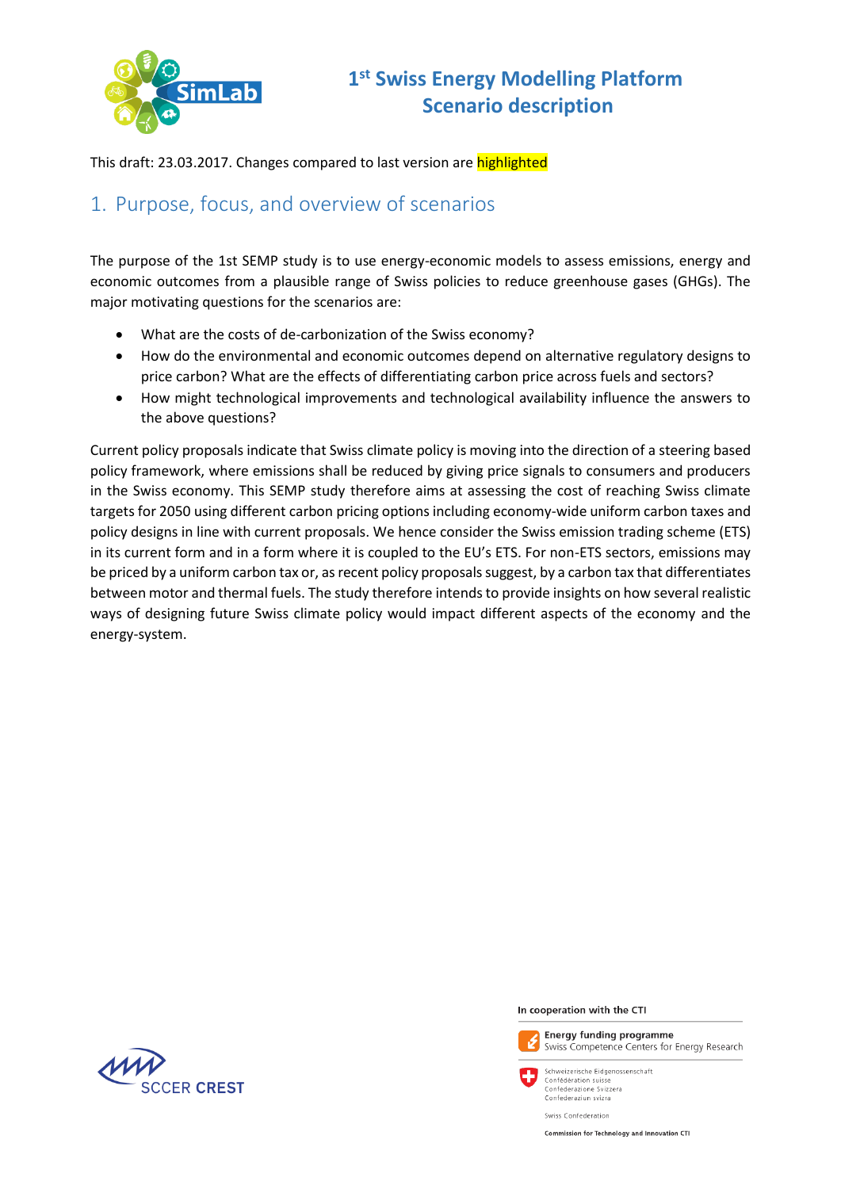# 1st Swiss Energy Modelling Platform Scenario description

This draft: 23.03.2017. Changes compared to last version are highlighted

## 1. Purpose, focus, and overview of scenarios

The purpose of the 1st SEMP study is to use energy-economic models to assess emissions, energy and economic outcomes from a plausible range of Swiss policies to reduce greenhouse gases (GHGs). The major motivating questions for the scenarios are:

- What are the costs of de-carbonization of the Swiss economy?
- How do the environmental and economic outcomes depend on alternative regulatory designs to price carbon? What are the effects of differentiating carbon price across fuels and sectors?
- How might technological improvements and technological availability influence the answers to the above questions?

Current policy proposals indicate that Swiss climate policy is moving into the direction of a steering based policy framework, where emissions shall be reduced by giving price signals to consumers and producers in the Swiss economy. This SEMP study therefore aims at assessing the cost of reaching Swiss climate targets for 2050 using different carbon pricing options including economy-wide uniform carbon taxes and policy designs in line with current proposals. We hence consider the Swiss emission trading scheme (ETS) in its current form and in a form where it is coupled to the EU's ETS. For non-ETS sectors, emissions may be priced by a uniform carbon tax or, as recent policy proposals suggest, by a carbon tax that differentiates between motor and thermal fuels. The study therefore intends to provide insights on how several realistic ways of designing future Swiss climate policy would impact different aspects of the economy and the energy-system.

SCCER CREST

In cooperation with the CTI

Energy funding programme
Swiss Competence Centers for Energy Research

Schweizerische Eidgenossenschaft
Confédération suisse
Confederazione Svizzera
Confederaziun svizra

Swiss Confederation

Commission for Technology and Innovation CTI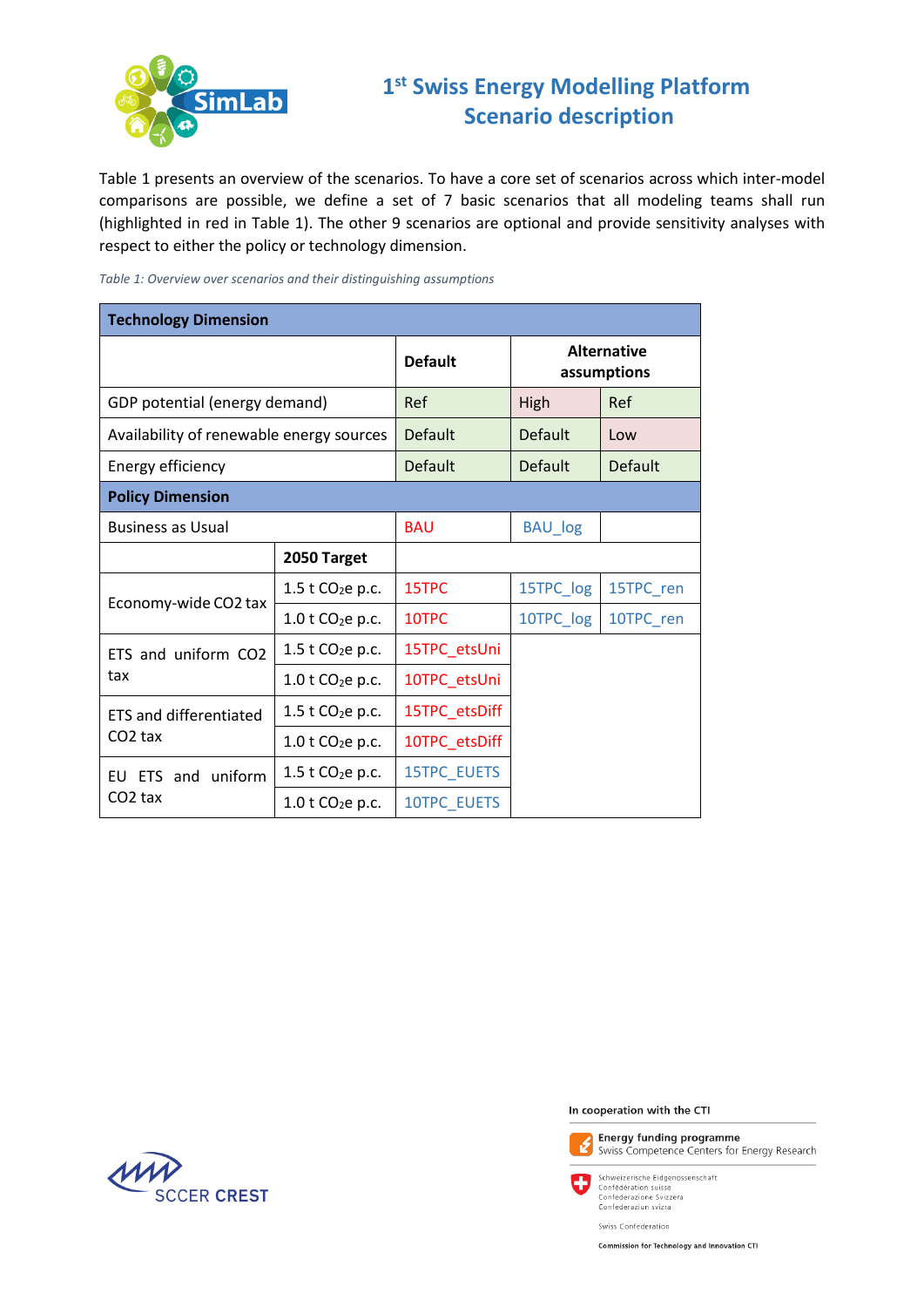# 1st Swiss Energy Modelling Platform
## Scenario description

Table 1 presents an overview of the scenarios. To have a core set of scenarios across which inter-model comparisons are possible, we define a set of 7 basic scenarios that all modeling teams shall run (highlighted in red in Table 1). The other 9 scenarios are optional and provide sensitivity analyses with respect to either the policy or technology dimension.

*Table 1: Overview over scenarios and their distinguishing assumptions*

| | | | | |
|---|---|---|---|---|
| **Technology Dimension** | | | | |
| | | **Default** | **Alternative assumptions** | |
| GDP potential (energy demand) | | Ref | High | Ref |
| Availability of renewable energy sources | | Default | Default | Low |
| Energy efficiency | | Default | Default | Default |
| **Policy Dimension** | | | | |
| Business as Usual | | BAU | BAU_log | |
| | **2050 Target** | | | |
| Economy-wide CO2 tax | 1.5 t $CO_2e$ p.c. | 15TPC | 15TPC_log | 15TPC_ren |
| | 1.0 t $CO_2e$ p.c. | 10TPC | 10TPC_log | 10TPC_ren |
| ETS and uniform CO2 tax | 1.5 t $CO_2e$ p.c. | 15TPC_etsUni | | |
| | 1.0 t $CO_2e$ p.c. | 10TPC_etsUni | | |
| ETS and differentiated CO2 tax | 1.5 t $CO_2e$ p.c. | 15TPC_etsDiff | | |
| | 1.0 t $CO_2e$ p.c. | 10TPC_etsDiff | | |
| EU ETS and uniform CO2 tax | 1.5 t $CO_2e$ p.c. | 15TPC_EUETS | | |
| | 1.0 t $CO_2e$ p.c. | 10TPC_EUETS | | |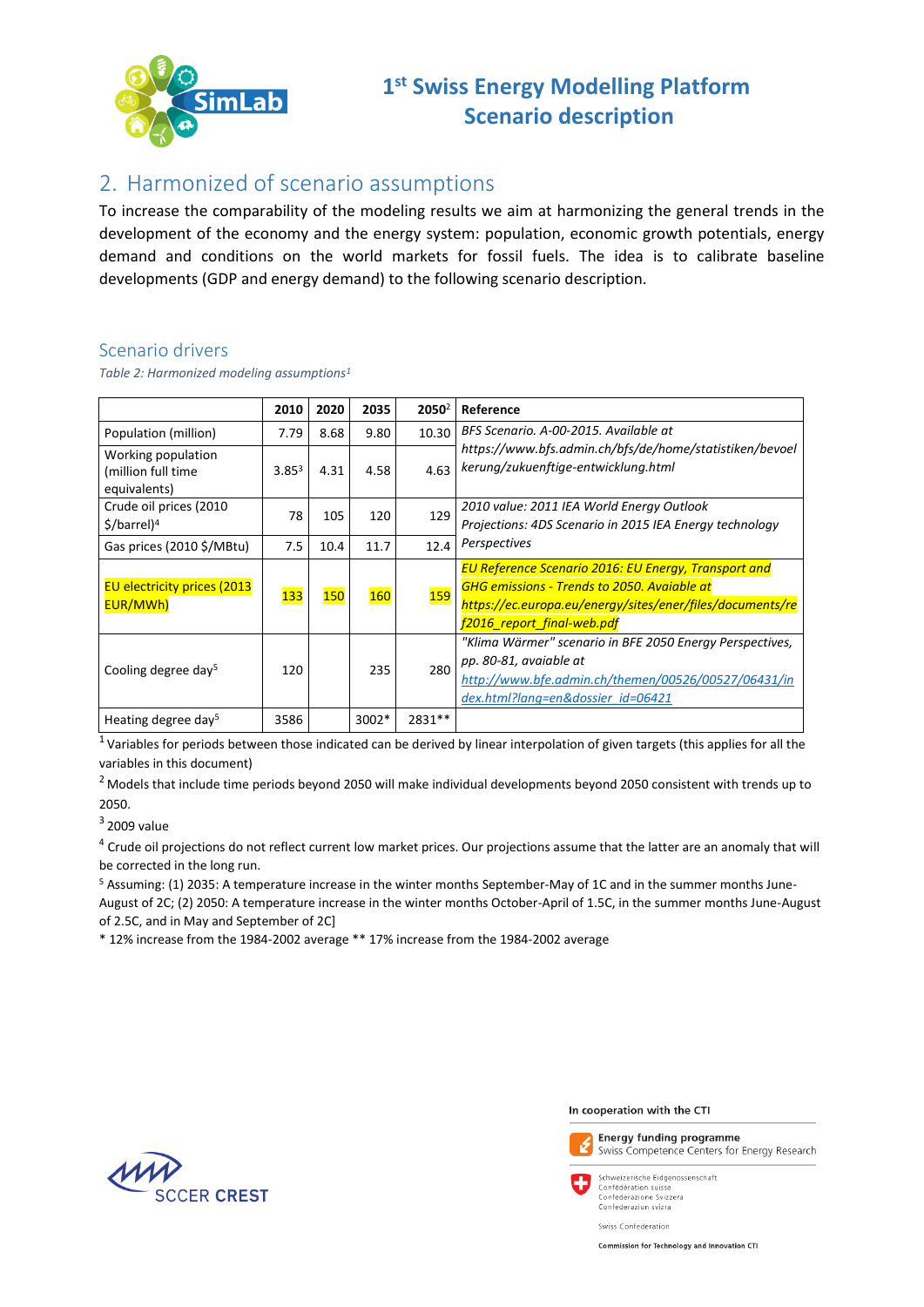## 2. Harmonized of scenario assumptions

To increase the comparability of the modeling results we aim at harmonizing the general trends in the development of the economy and the energy system: population, economic growth potentials, energy demand and conditions on the world markets for fossil fuels. The idea is to calibrate baseline developments (GDP and energy demand) to the following scenario description.

### Scenario drivers

*Table 2: Harmonized modeling assumptions[1]*

| | 2010 | 2020 | 2035 | 2050[2] | Reference |
|---|---|---|---|---|---|
| Population (million) | 7.79 | 8.68 | 9.80 | 10.30 | *BFS Scenario. A-00-2015. Available at https://www.bfs.admin.ch/bfs/de/home/statistiken/bevoelkerung/zukuenftige-entwicklung.html* |
| Working population (million full time equivalents) | 3.85[3] | 4.31 | 4.58 | 4.63 | |
| Crude oil prices (2010 $/barrel)[4] | 78 | 105 | 120 | 129 | *2010 value: 2011 IEA World Energy Outlook Projections: 4DS Scenario in 2015 IEA Energy technology Perspectives* |
| Gas prices (2010 $/MBtu) | 7.5 | 10.4 | 11.7 | 12.4 | |
| EU electricity prices (2013 EUR/MWh) | 133 | 150 | 160 | 159 | *EU Reference Scenario 2016: EU Energy, Transport and GHG emissions - Trends to 2050. Avaiable at https://ec.europa.eu/energy/sites/ener/files/documents/ref2016_report_final-web.pdf* |
| Cooling degree day[5] | 120 | | 235 | 280 | *"Klima Wärmer" scenario in BFE 2050 Energy Perspectives, pp. 80-81, avaiable at http://www.bfe.admin.ch/themen/00526/00527/06431/index.html?lang=en&dossier_id=06421* |
| Heating degree day[5] | 3586 | | 3002* | 2831** | |

[1] Variables for periods between those indicated can be derived by linear interpolation of given targets (this applies for all the variables in this document)

[2] Models that include time periods beyond 2050 will make individual developments beyond 2050 consistent with trends up to 2050.

[3] 2009 value

[4] Crude oil projections do not reflect current low market prices. Our projections assume that the latter are an anomaly that will be corrected in the long run.

[5] Assuming: (1) 2035: A temperature increase in the winter months September-May of 1C and in the summer months June-August of 2C; (2) 2050: A temperature increase in the winter months October-April of 1.5C, in the summer months June-August of 2.5C, and in May and September of 2C]

\* 12% increase from the 1984-2002 average \*\* 17% increase from the 1984-2002 average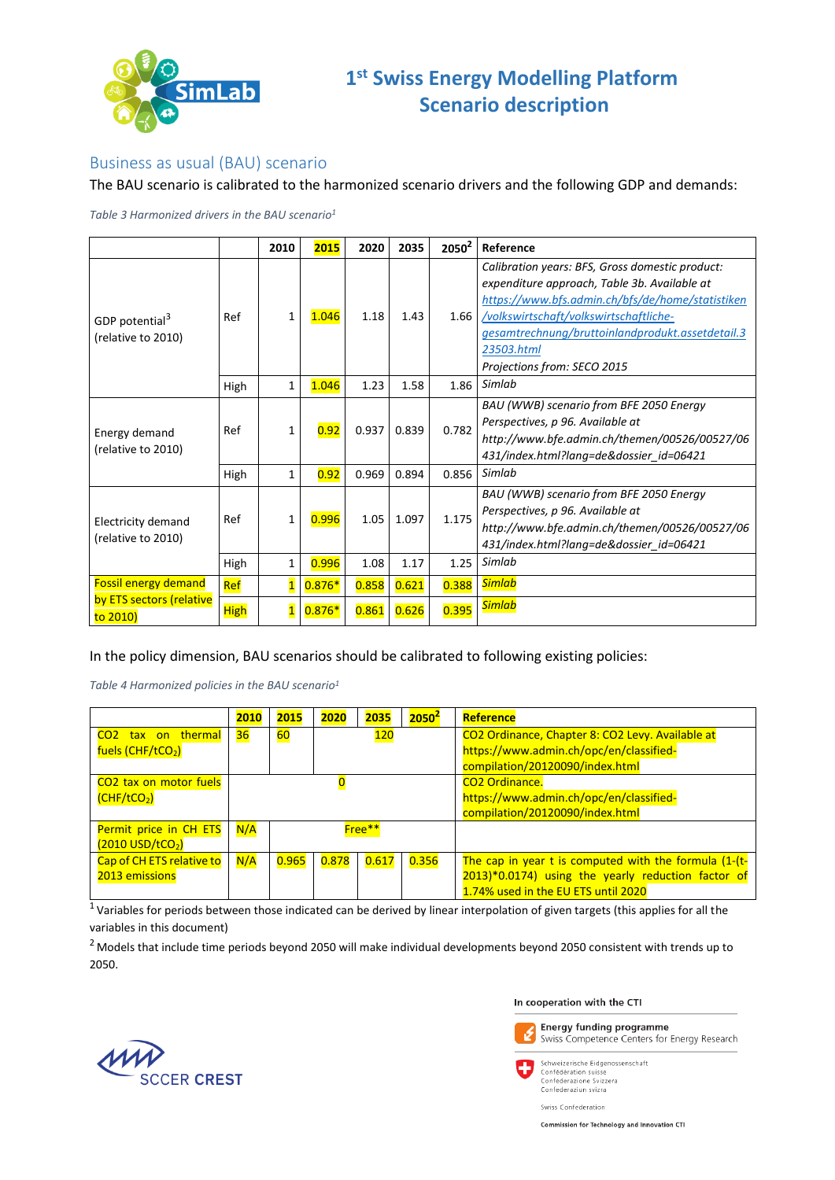# 1st Swiss Energy Modelling Platform
# Scenario description

## Business as usual (BAU) scenario

The BAU scenario is calibrated to the harmonized scenario drivers and the following GDP and demands:

*Table 3 Harmonized drivers in the BAU scenario[1]*

| | | 2010 | 2015 | 2020 | 2035 | 2050[2] | Reference |
|---|---|---|---|---|---|---|---|
| GDP potential[3] (relative to 2010) | Ref | 1 | 1.046 | 1.18 | 1.43 | 1.66 | *Calibration years: BFS, Gross domestic product: expenditure approach, Table 3b. Available at https://www.bfs.admin.ch/bfs/de/home/statistiken/volkswirtschaft/volkswirtschaftliche-gesamtrechnung/bruttoinlandprodukt.assetdetail.323503.html Projections from: SECO 2015* |
| | High | 1 | 1.046 | 1.23 | 1.58 | 1.86 | *Simlab* |
| Energy demand (relative to 2010) | Ref | 1 | 0.92 | 0.937 | 0.839 | 0.782 | *BAU (WWB) scenario from BFE 2050 Energy Perspectives, p 96. Available at http://www.bfe.admin.ch/themen/00526/00527/06431/index.html?lang=de&dossier_id=06421* |
| | High | 1 | 0.92 | 0.969 | 0.894 | 0.856 | *Simlab* |
| Electricity demand (relative to 2010) | Ref | 1 | 0.996 | 1.05 | 1.097 | 1.175 | *BAU (WWB) scenario from BFE 2050 Energy Perspectives, p 96. Available at http://www.bfe.admin.ch/themen/00526/00527/06431/index.html?lang=de&dossier_id=06421* |
| | High | 1 | 0.996 | 1.08 | 1.17 | 1.25 | *Simlab* |
| Fossil energy demand by ETS sectors (relative to 2010) | Ref | 1 | 0.876* | 0.858 | 0.621 | 0.388 | *Simlab* |
| | High | 1 | 0.876* | 0.861 | 0.626 | 0.395 | *Simlab* |

In the policy dimension, BAU scenarios should be calibrated to following existing policies:

*Table 4 Harmonized policies in the BAU scenario[1]*

| | 2010 | 2015 | 2020 | 2035 | 2050[2] | Reference |
|---|---|---|---|---|---|---|
| CO2 tax on thermal fuels (CHF/t$CO_2$) | 36 | 60 | | 120 | | CO2 Ordinance, Chapter 8: CO2 Levy. Available at https://www.admin.ch/opc/en/classified-compilation/20120090/index.html |
| CO2 tax on motor fuels (CHF/t$CO_2$) | | | 0 | | | CO2 Ordinance. https://www.admin.ch/opc/en/classified-compilation/20120090/index.html |
| Permit price in CH ETS (2010 USD/t$CO_2$) | N/A | | Free** | | | |
| Cap of CH ETS relative to 2013 emissions | N/A | 0.965 | 0.878 | 0.617 | 0.356 | The cap in year t is computed with the formula (1-(t-2013)*0.0174) using the yearly reduction factor of 1.74% used in the EU ETS until 2020 |

[1] Variables for periods between those indicated can be derived by linear interpolation of given targets (this applies for all the variables in this document)

[2] Models that include time periods beyond 2050 will make individual developments beyond 2050 consistent with trends up to 2050.

In cooperation with the CTI

Energy funding programme
Swiss Competence Centers for Energy Research

Schweizerische Eidgenossenschaft
Confédération suisse
Confederazione Svizzera
Confederaziun svizra

Swiss Confederation

Commission for Technology and Innovation CTI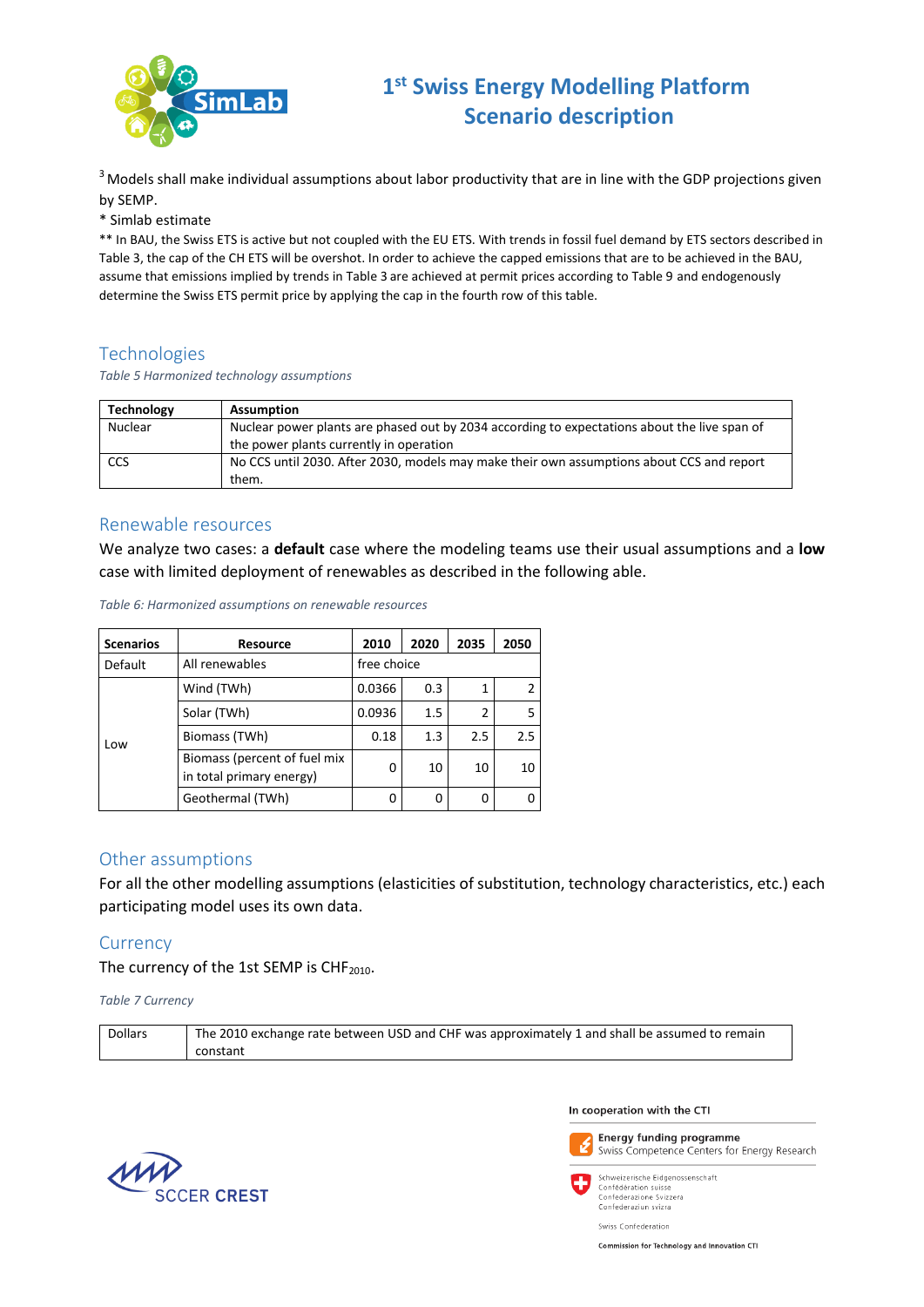[3] Models shall make individual assumptions about labor productivity that are in line with the GDP projections given by SEMP.

* Simlab estimate

** In BAU, the Swiss ETS is active but not coupled with the EU ETS. With trends in fossil fuel demand by ETS sectors described in Table 3, the cap of the CH ETS will be overshot. In order to achieve the capped emissions that are to be achieved in the BAU, assume that emissions implied by trends in Table 3 are achieved at permit prices according to Table 9 and endogenously determine the Swiss ETS permit price by applying the cap in the fourth row of this table.

## Technologies

*Table 5 Harmonized technology assumptions*

| Technology | Assumption |
|---|---|
| Nuclear | Nuclear power plants are phased out by 2034 according to expectations about the live span of the power plants currently in operation |
| CCS | No CCS until 2030. After 2030, models may make their own assumptions about CCS and report them. |

## Renewable resources

We analyze two cases: a **default** case where the modeling teams use their usual assumptions and a **low** case with limited deployment of renewables as described in the following able.

*Table 6: Harmonized assumptions on renewable resources*

| Scenarios | Resource | 2010 | 2020 | 2035 | 2050 |
|---|---|---|---|---|---|
| Default | All renewables | free choice | | | |
| Low | Wind (TWh) | 0.0366 | 0.3 | 1 | 2 |
| | Solar (TWh) | 0.0936 | 1.5 | 2 | 5 |
| | Biomass (TWh) | 0.18 | 1.3 | 2.5 | 2.5 |
| | Biomass (percent of fuel mix in total primary energy) | 0 | 10 | 10 | 10 |
| | Geothermal (TWh) | 0 | 0 | 0 | 0 |

## Other assumptions

For all the other modelling assumptions (elasticities of substitution, technology characteristics, etc.) each participating model uses its own data.

## Currency

The currency of the 1st SEMP is $CHF_{2010}$.

*Table 7 Currency*

| | |
|---|---|
| Dollars | The 2010 exchange rate between USD and CHF was approximately 1 and shall be assumed to remain constant |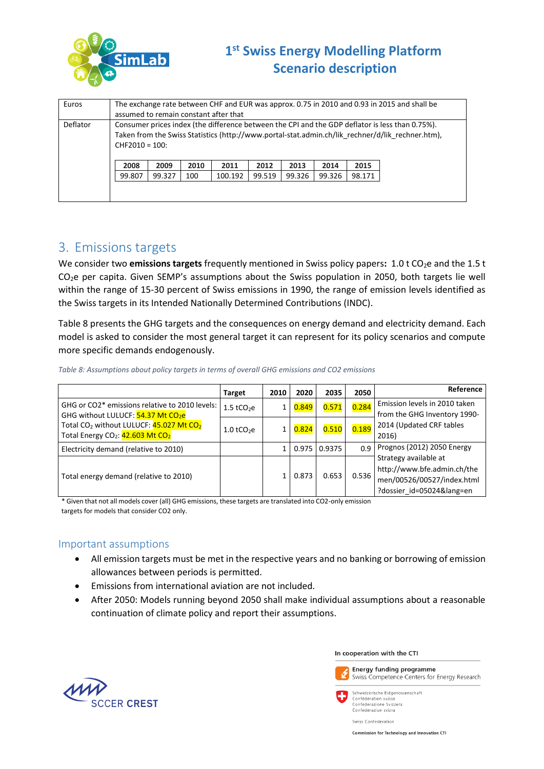| | |
|---|---|
| Euros | The exchange rate between CHF and EUR was approx. 0.75 in 2010 and 0.93 in 2015 and shall be assumed to remain constant after that |
| Deflator | Consumer prices index (the difference between the CPI and the GDP deflator is less than 0.75%). Taken from the Swiss Statistics (http://www.portal-stat.admin.ch/lik_rechner/d/lik_rechner.htm), CHF2010 = 100: |

| 2008 | 2009 | 2010 | 2011 | 2012 | 2013 | 2014 | 2015 |
|---|---|---|---|---|---|---|---|
| 99.807 | 99.327 | 100 | 100.192 | 99.519 | 99.326 | 99.326 | 98.171 |

## 3. Emissions targets

We consider two **emissions targets** frequently mentioned in Swiss policy papers**:** 1.0 t $CO_2$e and the 1.5 t $CO_2$e per capita. Given SEMP's assumptions about the Swiss population in 2050, both targets lie well within the range of 15-30 percent of Swiss emissions in 1990, the range of emission levels identified as the Swiss targets in its Intended Nationally Determined Contributions (INDC).

Table 8 presents the GHG targets and the consequences on energy demand and electricity demand. Each model is asked to consider the most general target it can represent for its policy scenarios and compute more specific demands endogenously.

*Table 8: Assumptions about policy targets in terms of overall GHG emissions and CO2 emissions*

| | Target | 2010 | 2020 | 2035 | 2050 | Reference |
|---|---|---|---|---|---|---|
| GHG or CO2* emissions relative to 2010 levels: GHG without LULUCF: 54.37 Mt $CO_2$e Total $CO_2$ without LULUCF: 45.027 Mt $CO_2$ Total Energy $CO_2$: 42.603 Mt $CO_2$ | 1.5 t$CO_2$e | 1 | 0.849 | 0.571 | 0.284 | Emission levels in 2010 taken from the GHG Inventory 1990-2014 (Updated CRF tables 2016) |
| | 1.0 t$CO_2$e | 1 | 0.824 | 0.510 | 0.189 | |
| Electricity demand (relative to 2010) | | 1 | 0.975 | 0.9375 | 0.9 | Prognos (2012) 2050 Energy Strategy available at http://www.bfe.admin.ch/themen/00526/00527/index.html?dossier_id=05024&lang=en |
| Total energy demand (relative to 2010) | | 1 | 0.873 | 0.653 | 0.536 | |

* Given that not all models cover (all) GHG emissions, these targets are translated into CO2-only emission targets for models that consider CO2 only.

### Important assumptions

- All emission targets must be met in the respective years and no banking or borrowing of emission allowances between periods is permitted.
- Emissions from international aviation are not included.
- After 2050: Models running beyond 2050 shall make individual assumptions about a reasonable continuation of climate policy and report their assumptions.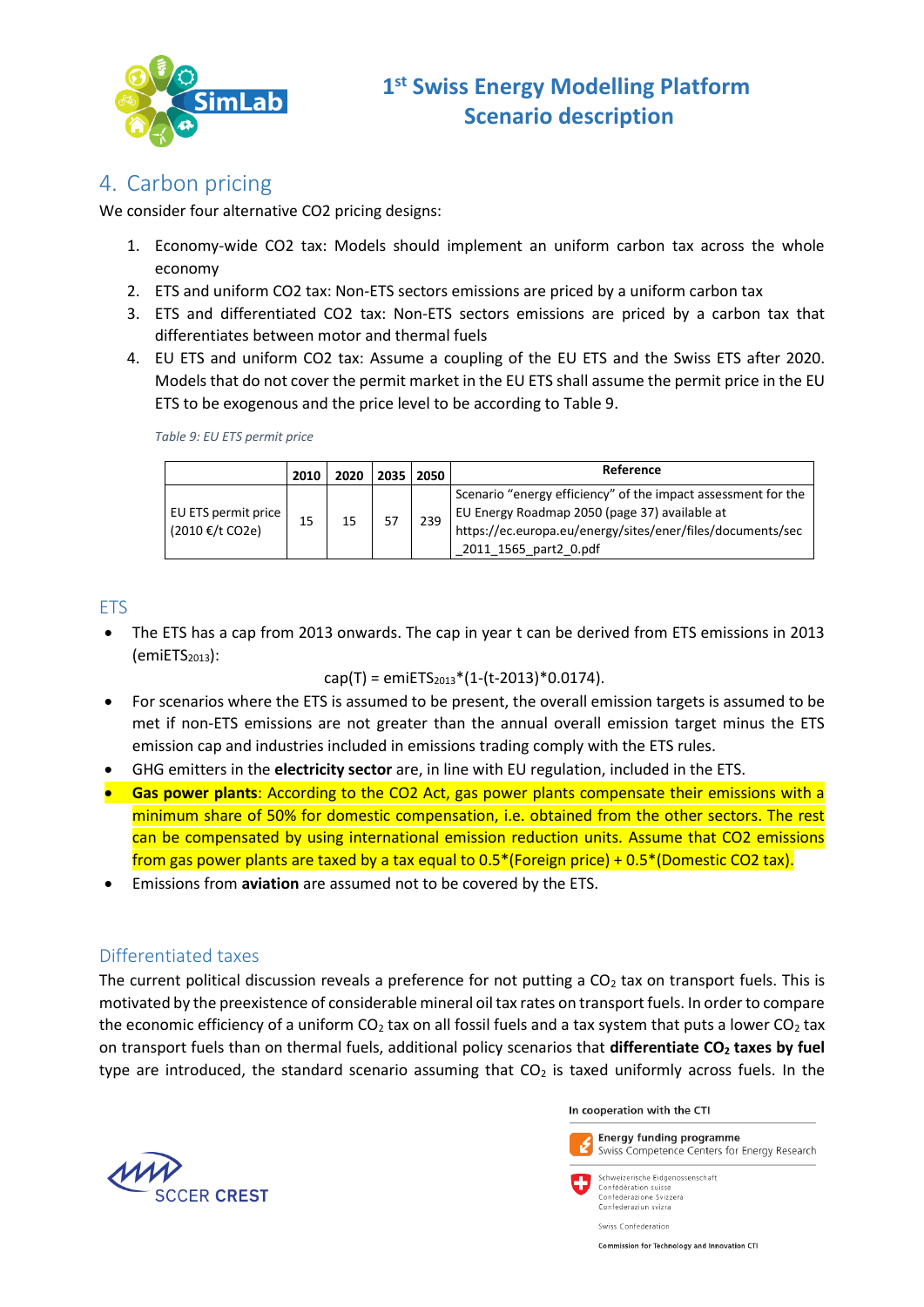## 4. Carbon pricing

We consider four alternative CO2 pricing designs:

1. Economy-wide CO2 tax: Models should implement an uniform carbon tax across the whole economy
2. ETS and uniform CO2 tax: Non-ETS sectors emissions are priced by a uniform carbon tax
3. ETS and differentiated CO2 tax: Non-ETS sectors emissions are priced by a carbon tax that differentiates between motor and thermal fuels
4. EU ETS and uniform CO2 tax: Assume a coupling of the EU ETS and the Swiss ETS after 2020. Models that do not cover the permit market in the EU ETS shall assume the permit price in the EU ETS to be exogenous and the price level to be according to Table 9.

*Table 9: EU ETS permit price*

| | 2010 | 2020 | 2035 | 2050 | Reference |
|---|---|---|---|---|---|
| EU ETS permit price (2010 €/t CO2e) | 15 | 15 | 57 | 239 | Scenario "energy efficiency" of the impact assessment for the EU Energy Roadmap 2050 (page 37) available at https://ec.europa.eu/energy/sites/ener/files/documents/sec_2011_1565_part2_0.pdf |

### ETS

- The ETS has a cap from 2013 onwards. The cap in year t can be derived from ETS emissions in 2013 ($emiETS_{2013}$):

$$cap(T) = emiETS_{2013}*(1-(t-2013)*0.0174).$$

- For scenarios where the ETS is assumed to be present, the overall emission targets is assumed to be met if non-ETS emissions are not greater than the annual overall emission target minus the ETS emission cap and industries included in emissions trading comply with the ETS rules.
- GHG emitters in the **electricity sector** are, in line with EU regulation, included in the ETS.
- **Gas power plants**: According to the CO2 Act, gas power plants compensate their emissions with a minimum share of 50% for domestic compensation, i.e. obtained from the other sectors. The rest can be compensated by using international emission reduction units. Assume that CO2 emissions from gas power plants are taxed by a tax equal to 0.5*(Foreign price) + 0.5*(Domestic CO2 tax).
- Emissions from **aviation** are assumed not to be covered by the ETS.

### Differentiated taxes

The current political discussion reveals a preference for not putting a $CO_2$ tax on transport fuels. This is motivated by the preexistence of considerable mineral oil tax rates on transport fuels. In order to compare the economic efficiency of a uniform $CO_2$ tax on all fossil fuels and a tax system that puts a lower $CO_2$ tax on transport fuels than on thermal fuels, additional policy scenarios that **differentiate $CO_2$ taxes by fuel** type are introduced, the standard scenario assuming that $CO_2$ is taxed uniformly across fuels. In the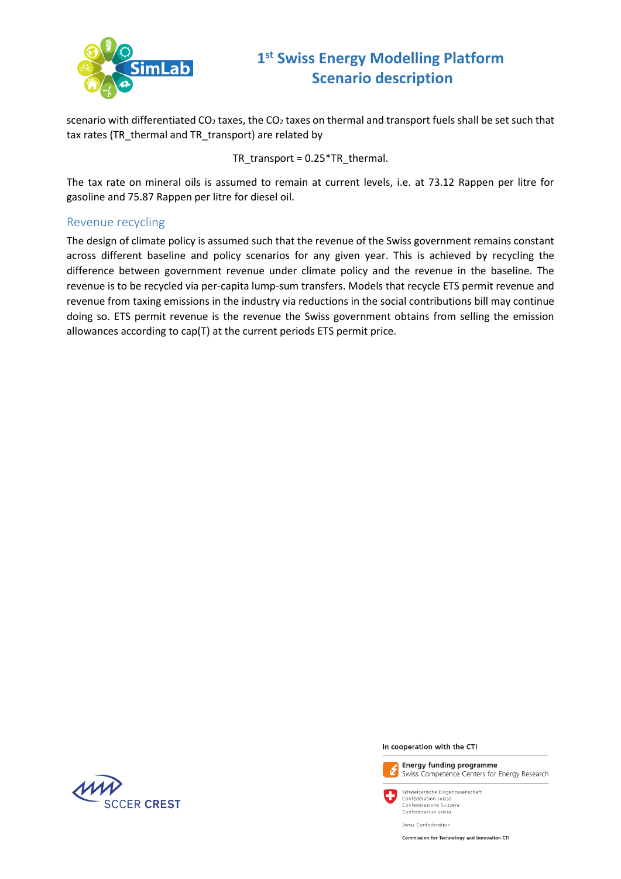scenario with differentiated $CO_2$ taxes, the $CO_2$ taxes on thermal and transport fuels shall be set such that tax rates (TR_thermal and TR_transport) are related by

$$TR\_transport = 0.25 * TR\_thermal.$$

The tax rate on mineral oils is assumed to remain at current levels, i.e. at 73.12 Rappen per litre for gasoline and 75.87 Rappen per litre for diesel oil.

## Revenue recycling

The design of climate policy is assumed such that the revenue of the Swiss government remains constant across different baseline and policy scenarios for any given year. This is achieved by recycling the difference between government revenue under climate policy and the revenue in the baseline. The revenue is to be recycled via per-capita lump-sum transfers. Models that recycle ETS permit revenue and revenue from taxing emissions in the industry via reductions in the social contributions bill may continue doing so. ETS permit revenue is the revenue the Swiss government obtains from selling the emission allowances according to cap(T) at the current periods ETS permit price.